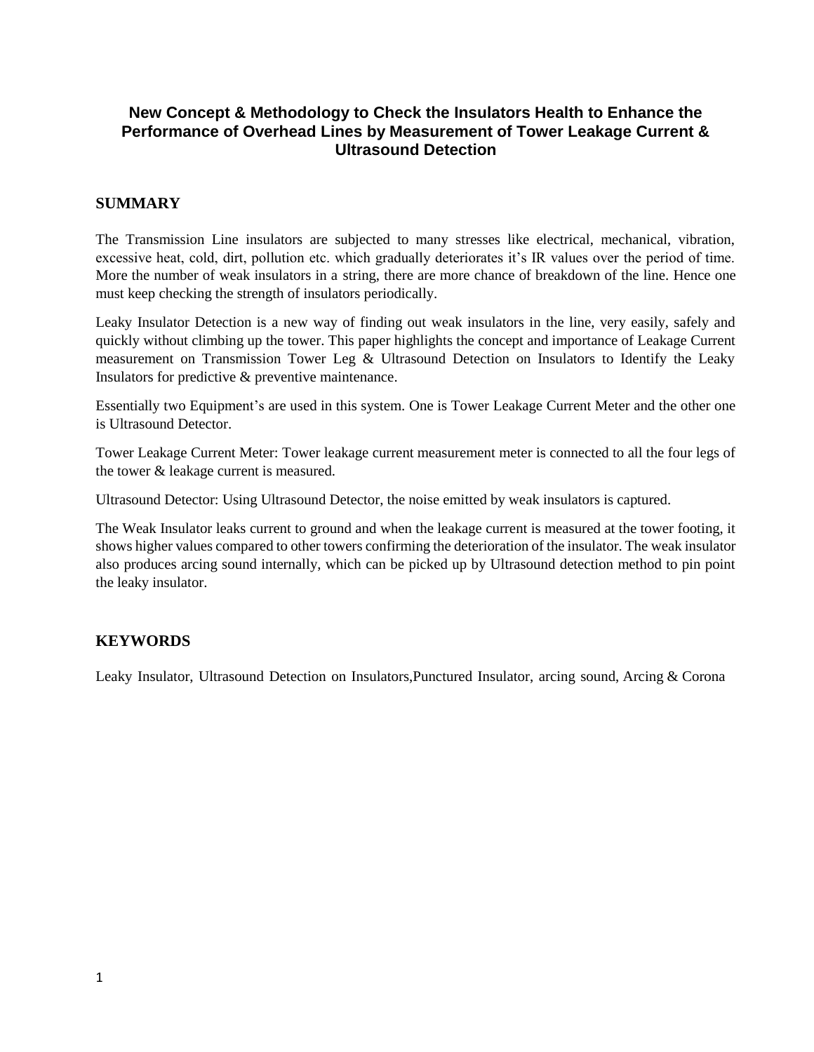# New Concept & Methodology to Check the Insulators Health to Enhance the Performance of Overhead Lines by Measurement of Tower Leakage Current & Ultrasound Detection

## SUMMARY

The Transmission Line insulators are subjected to many stresses like electrical, mechanical, vibration, excessive heat, cold, dirt, pollution etc. which gradually deteriorates it's IR values over the period of time. More the number of weak insulators in a string, there are more chance of breakdown of the line. Hence one must keep checking the strength of insulators periodically.

Leaky Insulator Detection is a new way of finding out weak insulators in the line, very easily, safely and quickly without climbing up the tower. This paper highlights the concept and importance of Leakage Current measurement on Transmission Tower Leg & Ultrasound Detection on Insulators to Identify the Leaky Insulators for predictive & preventive maintenance.

Essentially two Equipment's are used in this system. One is Tower Leakage Current Meter and the other one is Ultrasound Detector.

Tower Leakage Current Meter: Tower leakage current measurement meter is connected to all the four legs of the tower & leakage current is measured.

Ultrasound Detector: Using Ultrasound Detector, the noise emitted by weak insulators is captured.

The Weak Insulator leaks current to ground and when the leakage current is measured at the tower footing, it shows higher values compared to other towers confirming the deterioration of the insulator. The weak insulator also produces arcing sound internally, which can be picked up by Ultrasound detection method to pin point the leaky insulator.

## KEYWORDS

Leaky Insulator, Ultrasound Detection on Insulators,Punctured Insulator, arcing sound, Arcing & Corona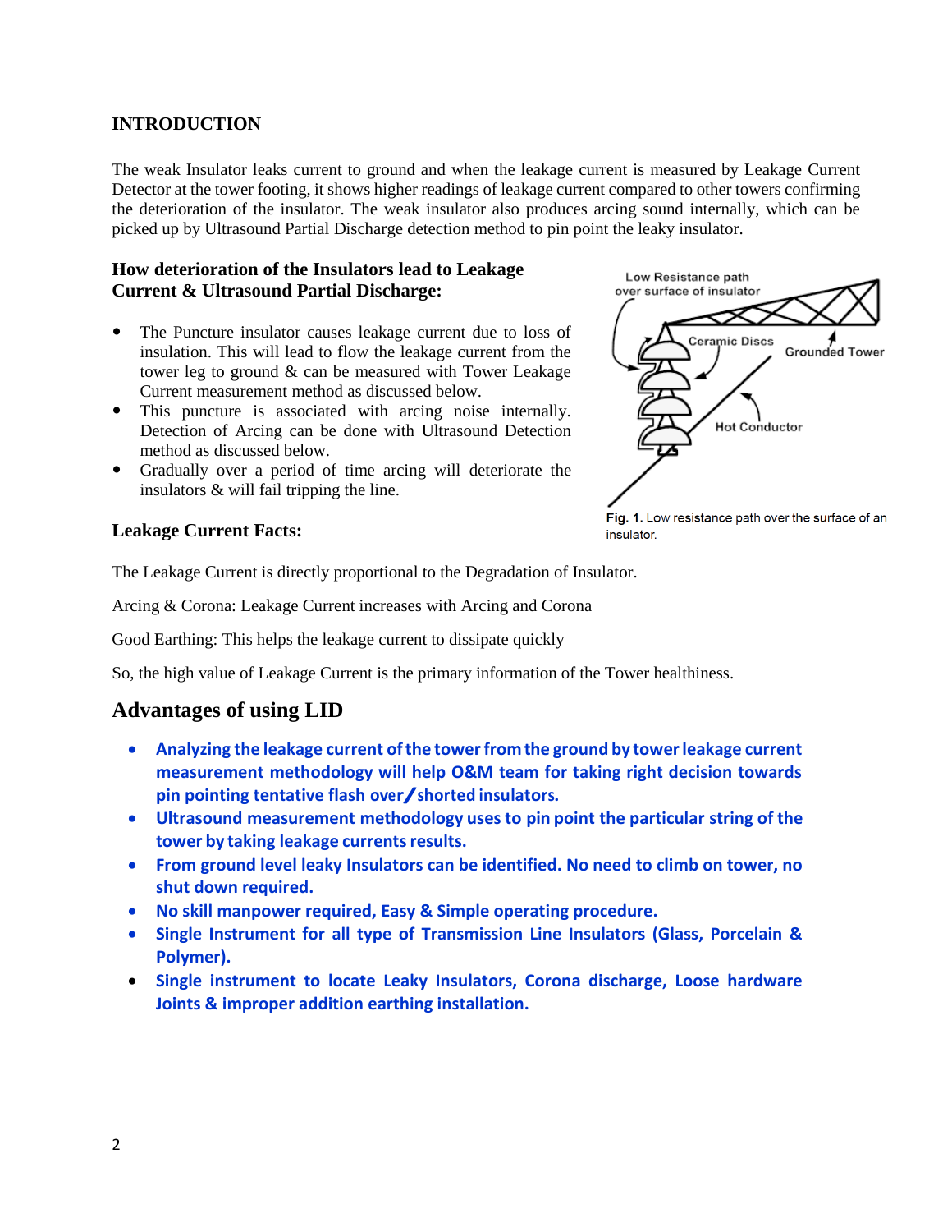## INTRODUCTION

The weak Insulator leaks current to ground and when the leakage current is measured by Leakage Current Detector at the tower footing, it shows higher readings of leakage current compared to other towers confirming the deterioration of the insulator. The weak insulator also produces arcing sound internally, which can be picked up by Ultrasound Partial Discharge detection method to pin point the leaky insulator.

### How deterioration of the Insulators lead to Leakage Current & Ultrasound Partial Discharge:

- The Puncture insulator causes leakage current due to loss of insulation. This will lead to flow the leakage current from the tower leg to ground & can be measured with Tower Leakage Current measurement method as discussed below.
- This puncture is associated with arcing noise internally. Detection of Arcing can be done with Ultrasound Detection method as discussed below.
- Gradually over a period of time arcing will deteriorate the insulators & will fail tripping the line.

Low Resistance path over surface of insulator

Ceramic Discs

Grounded Tower

Hot Conductor

**Fig. 1.** Low resistance path over the surface of an insulator.

### Leakage Current Facts:

The Leakage Current is directly proportional to the Degradation of Insulator.

Arcing & Corona: Leakage Current increases with Arcing and Corona

Good Earthing: This helps the leakage current to dissipate quickly

So, the high value of Leakage Current is the primary information of the Tower healthiness.

## Advantages of using LID

- **Analyzing the leakage current of the tower from the ground by tower leakage current measurement methodology will help O&M team for taking right decision towards pin pointing tentative flash over/shorted insulators.**
- **Ultrasound measurement methodology uses to pin point the particular string of the tower by taking leakage currents results.**
- **From ground level leaky Insulators can be identified. No need to climb on tower, no shut down required.**
- **No skill manpower required, Easy & Simple operating procedure.**
- **Single Instrument for all type of Transmission Line Insulators (Glass, Porcelain & Polymer).**
- **Single instrument to locate Leaky Insulators, Corona discharge, Loose hardware Joints & improper addition earthing installation.**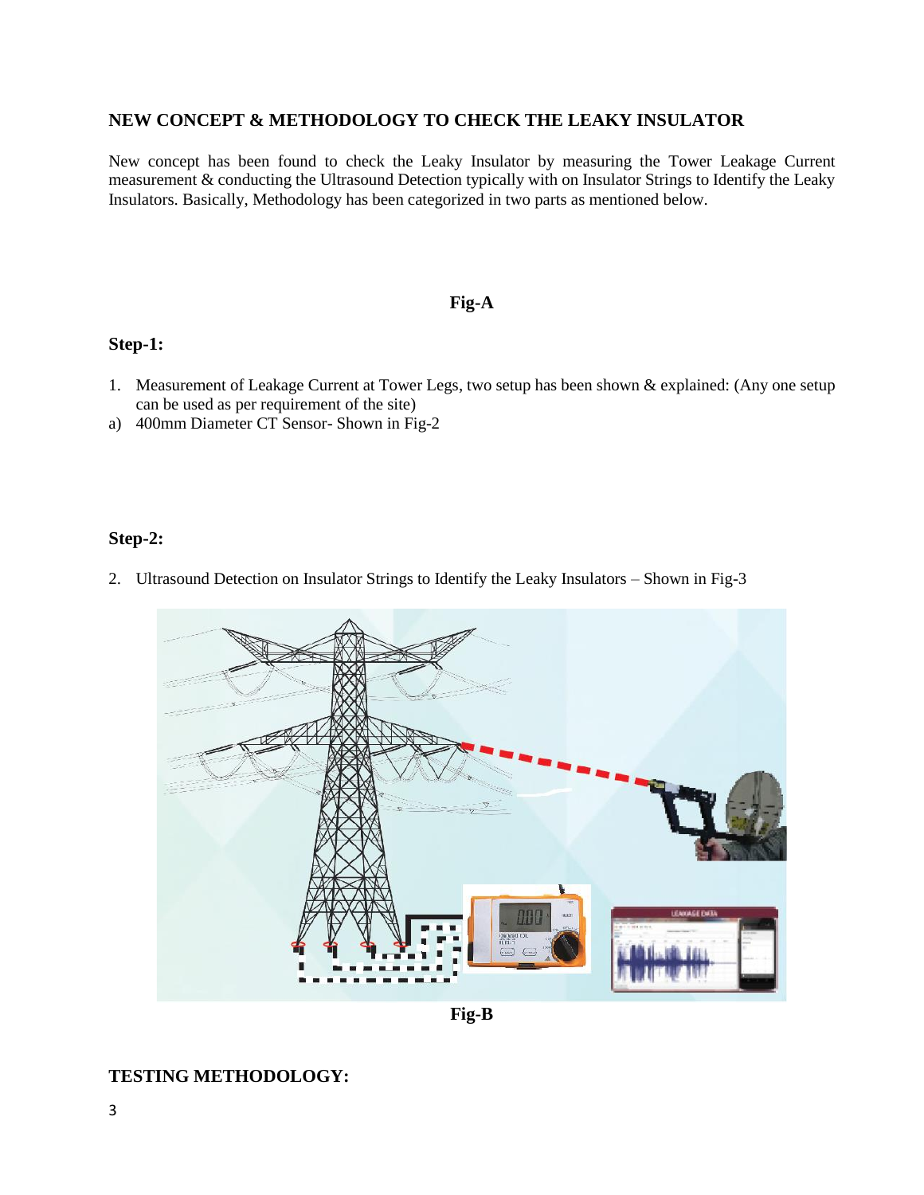## NEW CONCEPT & METHODOLOGY TO CHECK THE LEAKY INSULATOR

New concept has been found to check the Leaky Insulator by measuring the Tower Leakage Current measurement & conducting the Ultrasound Detection typically with on Insulator Strings to Identify the Leaky Insulators. Basically, Methodology has been categorized in two parts as mentioned below.

**Fig-A**

### Step-1:

1. Measurement of Leakage Current at Tower Legs, two setup has been shown & explained: (Any one setup can be used as per requirement of the site)

a) 400mm Diameter CT Sensor- Shown in Fig-2

### Step-2:

2. Ultrasound Detection on Insulator Strings to Identify the Leaky Insulators – Shown in Fig-3

**Fig-B**

### TESTING METHODOLOGY: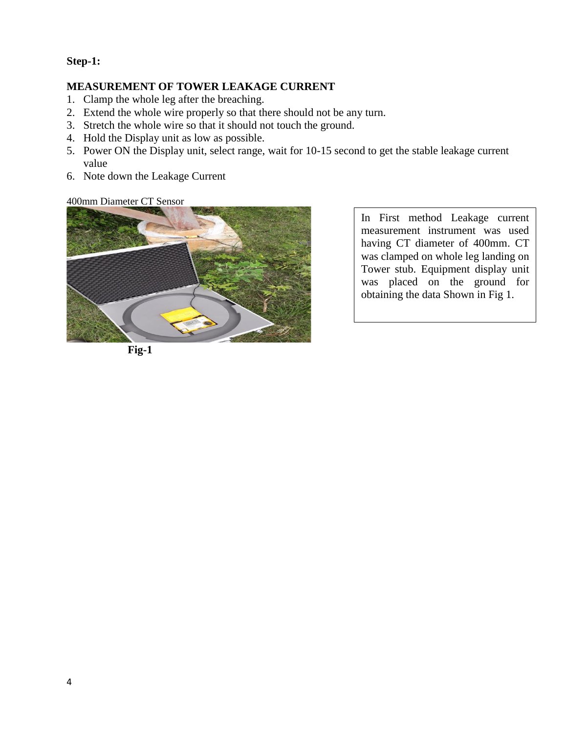**Step-1:**

**MEASUREMENT OF TOWER LEAKAGE CURRENT**

1. Clamp the whole leg after the breaching.
2. Extend the whole wire properly so that there should not be any turn.
3. Stretch the whole wire so that it should not touch the ground.
4. Hold the Display unit as low as possible.
5. Power ON the Display unit, select range, wait for 10-15 second to get the stable leakage current value
6. Note down the Leakage Current

400mm Diameter CT Sensor

**Fig-1**

In First method Leakage current measurement instrument was used having CT diameter of 400mm. CT was clamped on whole leg landing on Tower stub. Equipment display unit was placed on the ground for obtaining the data Shown in Fig 1.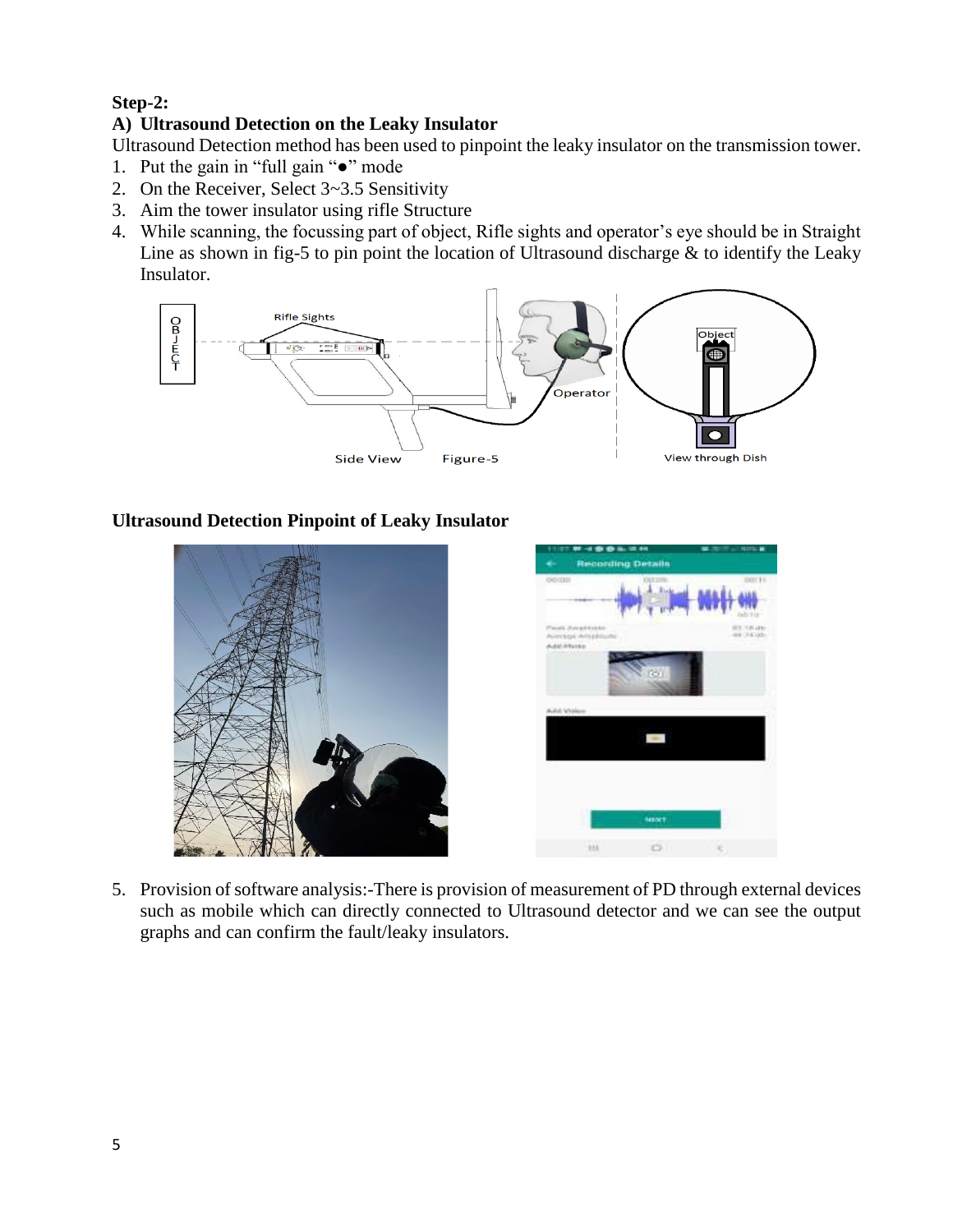**Step-2:**

**A) Ultrasound Detection on the Leaky Insulator**

Ultrasound Detection method has been used to pinpoint the leaky insulator on the transmission tower.

1. Put the gain in "full gain "●" mode
2. On the Receiver, Select 3~3.5 Sensitivity
3. Aim the tower insulator using rifle Structure
4. While scanning, the focussing part of object, Rifle sights and operator's eye should be in Straight Line as shown in fig-5 to pin point the location of Ultrasound discharge & to identify the Leaky Insulator.

Side View    Figure-5    View through Dish

**Ultrasound Detection Pinpoint of Leaky Insulator**

5. Provision of software analysis:-There is provision of measurement of PD through external devices such as mobile which can directly connected to Ultrasound detector and we can see the output graphs and can confirm the fault/leaky insulators.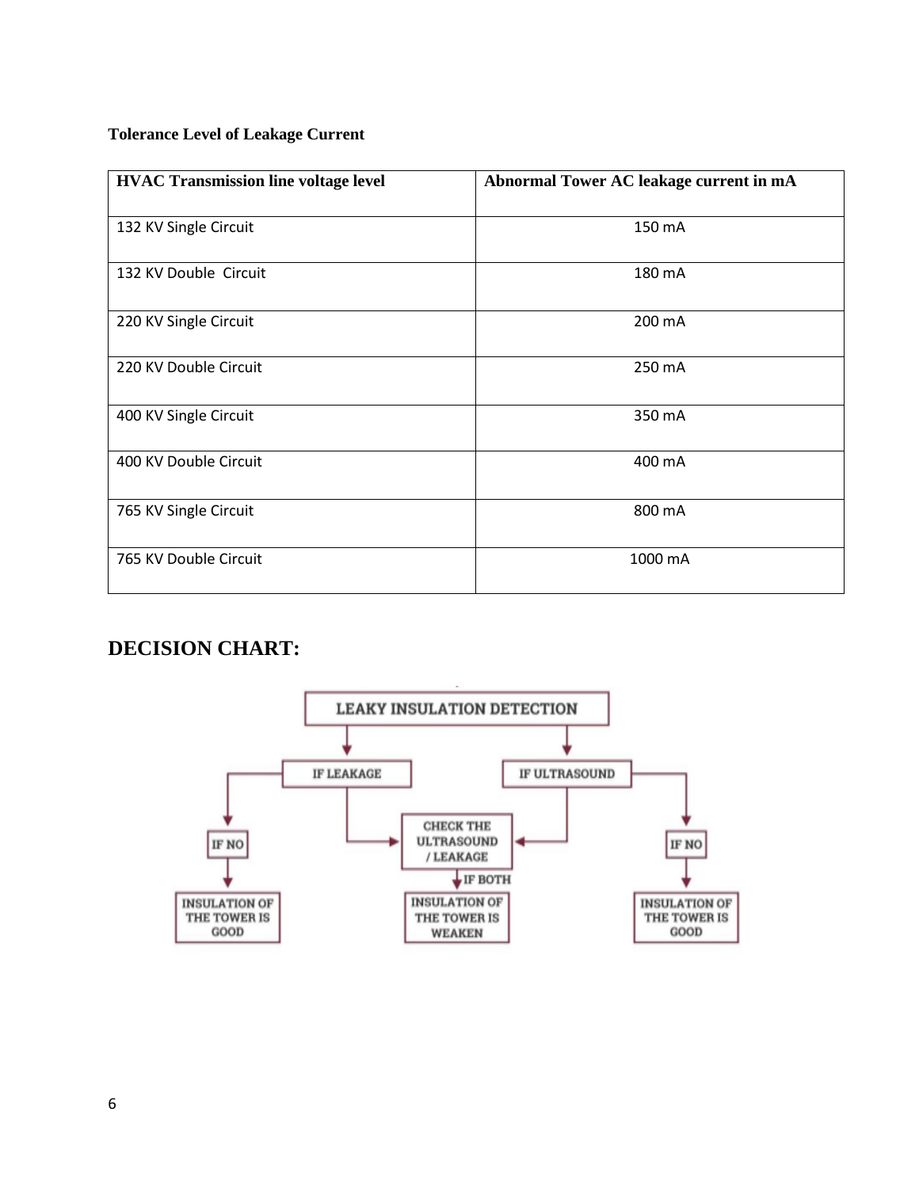**Tolerance Level of Leakage Current**

| HVAC Transmission line voltage level | Abnormal Tower AC leakage current in mA |
|---|---|
| 132 KV Single Circuit | 150 mA |
| 132 KV Double Circuit | 180 mA |
| 220 KV Single Circuit | 200 mA |
| 220 KV Double Circuit | 250 mA |
| 400 KV Single Circuit | 350 mA |
| 400 KV Double Circuit | 400 mA |
| 765 KV Single Circuit | 800 mA |
| 765 KV Double Circuit | 1000 mA |

## DECISION CHART:

LEAKY INSULATION DETECTION

- IF LEAKAGE
  - IF NO → INSULATION OF THE TOWER IS GOOD
  - → CHECK THE ULTRASOUND / LEAKAGE
- IF ULTRASOUND
  - IF NO → INSULATION OF THE TOWER IS GOOD
  - → CHECK THE ULTRASOUND / LEAKAGE

CHECK THE ULTRASOUND / LEAKAGE → IF BOTH → INSULATION OF THE TOWER IS WEAKEN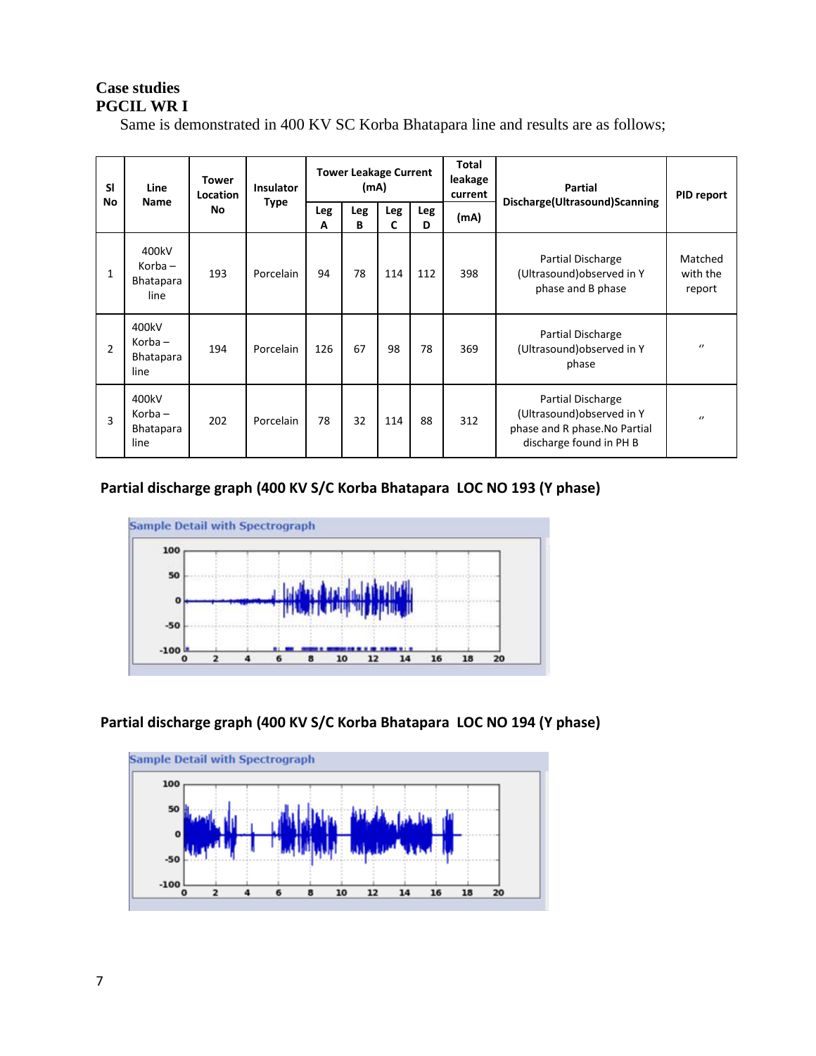**Case studies**

**PGCIL WR I**

Same is demonstrated in 400 KV SC Korba Bhatapara line and results are as follows;

| Sl No | Line Name | Tower Location No | Insulator Type | Tower Leakage Current (mA) | | | | Total leakage current | Partial Discharge(Ultrasound)Scanning | PID report |
|---|---|---|---|---|---|---|---|---|---|---|
| | | | | Leg A | Leg B | Leg C | Leg D | (mA) | | |
| 1 | 400kV Korba – Bhatapara line | 193 | Porcelain | 94 | 78 | 114 | 112 | 398 | Partial Discharge (Ultrasound)observed in Y phase and B phase | Matched with the report |
| 2 | 400kV Korba – Bhatapara line | 194 | Porcelain | 126 | 67 | 98 | 78 | 369 | Partial Discharge (Ultrasound)observed in Y phase | " |
| 3 | 400kV Korba – Bhatapara line | 202 | Porcelain | 78 | 32 | 114 | 88 | 312 | Partial Discharge (Ultrasound)observed in Y phase and R phase.No Partial discharge found in PH B | " |

**Partial discharge graph (400 KV S/C Korba Bhatapara LOC NO 193 (Y phase)**

**Partial discharge graph (400 KV S/C Korba Bhatapara LOC NO 194 (Y phase)**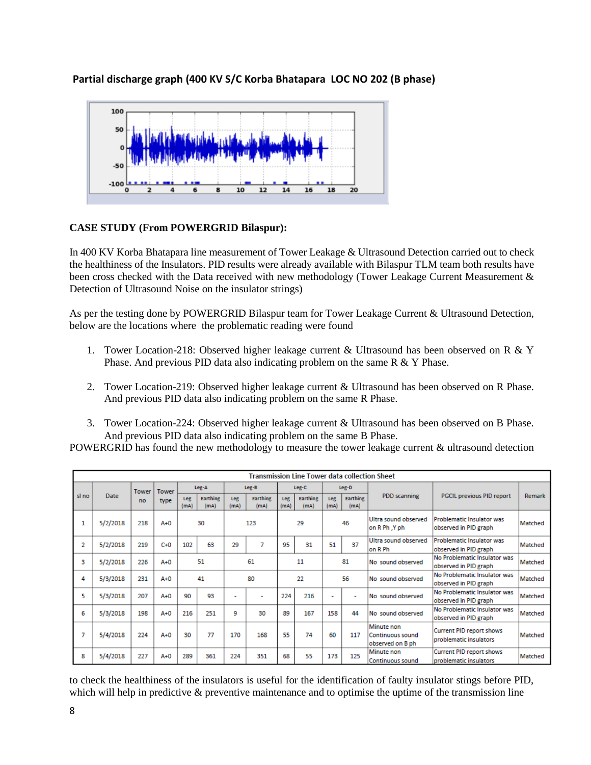**Partial discharge graph (400 KV S/C Korba Bhatapara LOC NO 202 (B phase)**

**CASE STUDY (From POWERGRID Bilaspur):**

In 400 KV Korba Bhatapara line measurement of Tower Leakage & Ultrasound Detection carried out to check the healthiness of the Insulators. PID results were already available with Bilaspur TLM team both results have been cross checked with the Data received with new methodology (Tower Leakage Current Measurement & Detection of Ultrasound Noise on the insulator strings)

As per the testing done by POWERGRID Bilaspur team for Tower Leakage Current & Ultrasound Detection, below are the locations where the problematic reading were found

1. Tower Location-218: Observed higher leakage current & Ultrasound has been observed on R & Y Phase. And previous PID data also indicating problem on the same R & Y Phase.
2. Tower Location-219: Observed higher leakage current & Ultrasound has been observed on R Phase. And previous PID data also indicating problem on the same R Phase.
3. Tower Location-224: Observed higher leakage current & Ultrasound has been observed on B Phase. And previous PID data also indicating problem on the same B Phase.

POWERGRID has found the new methodology to measure the tower leakage current & ultrasound detection

**Transmission Line Tower data collection Sheet**

| sl no | Date | Tower no | Tower type | Leg-A | | Leg-B | | Leg-C | | Leg-D | | PDD scanning | PGCIL previous PID report | Remark |
|---|---|---|---|---|---|---|---|---|---|---|---|---|---|---|
| | | | | Leg (mA) | Earthing (mA) | Leg (mA) | Earthing (mA) | Leg (mA) | Earthing (mA) | Leg (mA) | Earthing (mA) | | | |
| 1 | 5/2/2018 | 218 | A+0 | 30 | | 123 | | 29 | | 46 | | Ultra sound observed on R Ph ,Y ph | Problematic Insulator was observed in PID graph | Matched |
| 2 | 5/2/2018 | 219 | C+0 | 102 | 63 | 29 | 7 | 95 | 31 | 51 | 37 | Ultra sound observed on R Ph | Problematic Insulator was observed in PID graph | Matched |
| 3 | 5/2/2018 | 226 | A+0 | 51 | | 61 | | 11 | | 81 | | No sound observed | No Problematic Insulator was observed in PID graph | Matched |
| 4 | 5/3/2018 | 231 | A+0 | 41 | | 80 | | 22 | | 56 | | No sound observed | No Problematic Insulator was observed in PID graph | Matched |
| 5 | 5/3/2018 | 207 | A+0 | 90 | 93 | - | - | 224 | 216 | - | - | No sound observed | No Problematic Insulator was observed in PID graph | Matched |
| 6 | 5/3/2018 | 198 | A+0 | 216 | 251 | 9 | 30 | 89 | 167 | 158 | 44 | No sound observed | No Problematic Insulator was observed in PID graph | Matched |
| 7 | 5/4/2018 | 224 | A+0 | 30 | 77 | 170 | 168 | 55 | 74 | 60 | 117 | Minute non Continuous sound observed on B ph | Current PID report shows problematic insulators | Matched |
| 8 | 5/4/2018 | 227 | A+0 | 289 | 361 | 224 | 351 | 68 | 55 | 173 | 125 | Minute non Continuous sound | Current PID report shows problematic insulators | Matched |

to check the healthiness of the insulators is useful for the identification of faulty insulator stings before PID, which will help in predictive & preventive maintenance and to optimise the uptime of the transmission line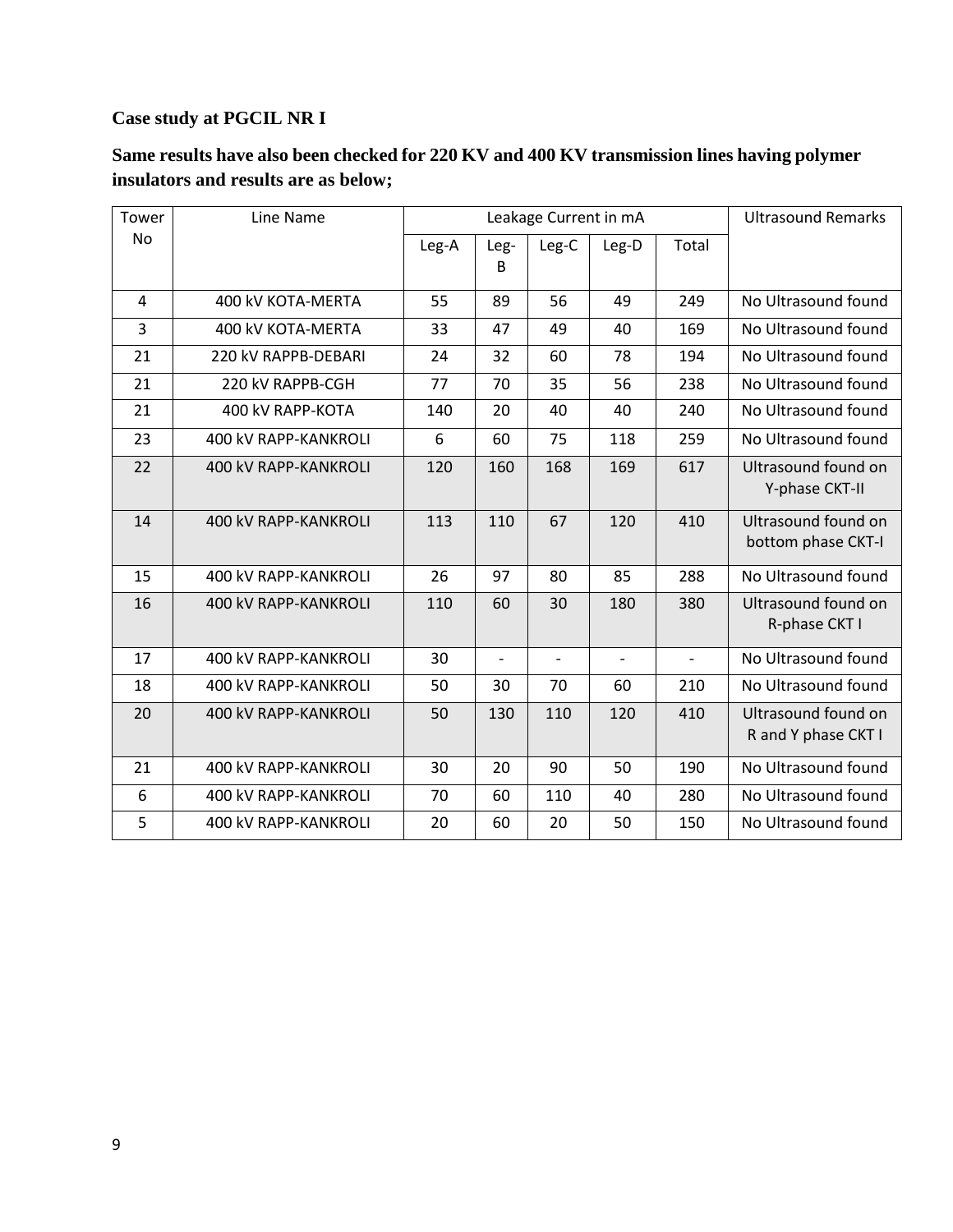**Case study at PGCIL NR I**

**Same results have also been checked for 220 KV and 400 KV transmission lines having polymer insulators and results are as below;**

| Tower No | Line Name | Leakage Current in mA | | | | | Ultrasound Remarks |
|---|---|---|---|---|---|---|---|
| | | Leg-A | Leg-B | Leg-C | Leg-D | Total | |
| 4 | 400 kV KOTA-MERTA | 55 | 89 | 56 | 49 | 249 | No Ultrasound found |
| 3 | 400 kV KOTA-MERTA | 33 | 47 | 49 | 40 | 169 | No Ultrasound found |
| 21 | 220 kV RAPPB-DEBARI | 24 | 32 | 60 | 78 | 194 | No Ultrasound found |
| 21 | 220 kV RAPPB-CGH | 77 | 70 | 35 | 56 | 238 | No Ultrasound found |
| 21 | 400 kV RAPP-KOTA | 140 | 20 | 40 | 40 | 240 | No Ultrasound found |
| 23 | 400 kV RAPP-KANKROLI | 6 | 60 | 75 | 118 | 259 | No Ultrasound found |
| 22 | 400 kV RAPP-KANKROLI | 120 | 160 | 168 | 169 | 617 | Ultrasound found on Y-phase CKT-II |
| 14 | 400 kV RAPP-KANKROLI | 113 | 110 | 67 | 120 | 410 | Ultrasound found on bottom phase CKT-I |
| 15 | 400 kV RAPP-KANKROLI | 26 | 97 | 80 | 85 | 288 | No Ultrasound found |
| 16 | 400 kV RAPP-KANKROLI | 110 | 60 | 30 | 180 | 380 | Ultrasound found on R-phase CKT I |
| 17 | 400 kV RAPP-KANKROLI | 30 | - | - | - | - | No Ultrasound found |
| 18 | 400 kV RAPP-KANKROLI | 50 | 30 | 70 | 60 | 210 | No Ultrasound found |
| 20 | 400 kV RAPP-KANKROLI | 50 | 130 | 110 | 120 | 410 | Ultrasound found on R and Y phase CKT I |
| 21 | 400 kV RAPP-KANKROLI | 30 | 20 | 90 | 50 | 190 | No Ultrasound found |
| 6 | 400 kV RAPP-KANKROLI | 70 | 60 | 110 | 40 | 280 | No Ultrasound found |
| 5 | 400 kV RAPP-KANKROLI | 20 | 60 | 20 | 50 | 150 | No Ultrasound found |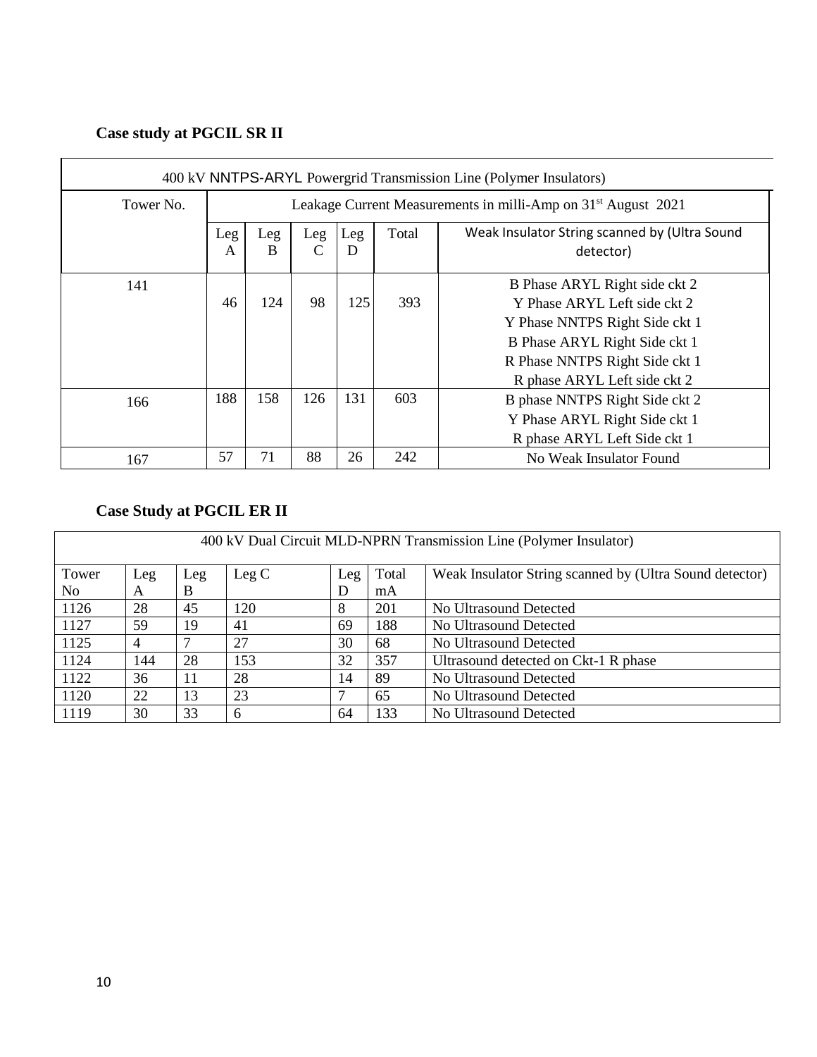## Case study at PGCIL SR II

| 400 kV NNTPS-ARYL Powergrid Transmission Line (Polymer Insulators) | | | | | | |
|---|---|---|---|---|---|---|
| Tower No. | Leakage Current Measurements in milli-Amp on 31st August 2021 | | | | | |
| | Leg A | Leg B | Leg C | Leg D | Total | Weak Insulator String scanned by (Ultra Sound detector) |
| 141 | 46 | 124 | 98 | 125 | 393 | B Phase ARYL Right side ckt 2<br>Y Phase ARYL Left side ckt 2<br>Y Phase NNTPS Right Side ckt 1<br>B Phase ARYL Right Side ckt 1<br>R Phase NNTPS Right Side ckt 1<br>R phase ARYL Left side ckt 2 |
| 166 | 188 | 158 | 126 | 131 | 603 | B phase NNTPS Right Side ckt 2<br>Y Phase ARYL Right Side ckt 1<br>R phase ARYL Left Side ckt 1 |
| 167 | 57 | 71 | 88 | 26 | 242 | No Weak Insulator Found |

## Case Study at PGCIL ER II

| 400 kV Dual Circuit MLD-NPRN Transmission Line (Polymer Insulator) | | | | | | |
|---|---|---|---|---|---|---|
| Tower No | Leg A | Leg B | Leg C | Leg D | Total mA | Weak Insulator String scanned by (Ultra Sound detector) |
| 1126 | 28 | 45 | 120 | 8 | 201 | No Ultrasound Detected |
| 1127 | 59 | 19 | 41 | 69 | 188 | No Ultrasound Detected |
| 1125 | 4 | 7 | 27 | 30 | 68 | No Ultrasound Detected |
| 1124 | 144 | 28 | 153 | 32 | 357 | Ultrasound detected on Ckt-1 R phase |
| 1122 | 36 | 11 | 28 | 14 | 89 | No Ultrasound Detected |
| 1120 | 22 | 13 | 23 | 7 | 65 | No Ultrasound Detected |
| 1119 | 30 | 33 | 6 | 64 | 133 | No Ultrasound Detected |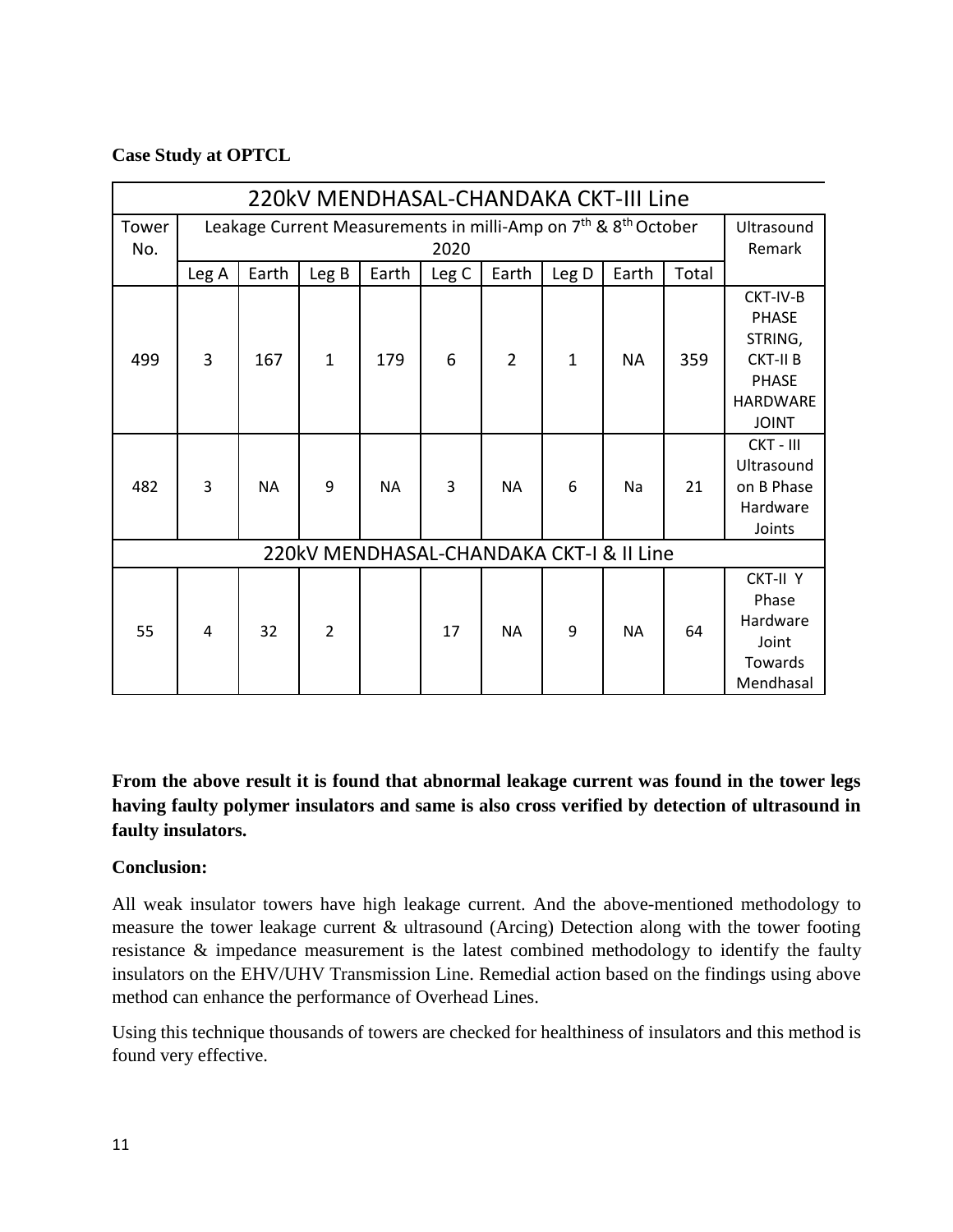**Case Study at OPTCL**

| 220kV MENDHASAL-CHANDAKA CKT-III Line | | | | | | | | | | |
|---|---|---|---|---|---|---|---|---|---|---|
| Tower No. | Leakage Current Measurements in milli-Amp on 7th & 8th October 2020 | | | | | | | | | Ultrasound Remark |
| | Leg A | Earth | Leg B | Earth | Leg C | Earth | Leg D | Earth | Total | |
| 499 | 3 | 167 | 1 | 179 | 6 | 2 | 1 | NA | 359 | CKT-IV-B PHASE STRING, CKT-II B PHASE HARDWARE JOINT |
| 482 | 3 | NA | 9 | NA | 3 | NA | 6 | Na | 21 | CKT - III Ultrasound on B Phase Hardware Joints |
| 220kV MENDHASAL-CHANDAKA CKT-I & II Line | | | | | | | | | | |
| 55 | 4 | 32 | 2 | | 17 | NA | 9 | NA | 64 | CKT-II Y Phase Hardware Joint Towards Mendhasal |

**From the above result it is found that abnormal leakage current was found in the tower legs having faulty polymer insulators and same is also cross verified by detection of ultrasound in faulty insulators.**

**Conclusion:**

All weak insulator towers have high leakage current. And the above-mentioned methodology to measure the tower leakage current & ultrasound (Arcing) Detection along with the tower footing resistance & impedance measurement is the latest combined methodology to identify the faulty insulators on the EHV/UHV Transmission Line. Remedial action based on the findings using above method can enhance the performance of Overhead Lines.

Using this technique thousands of towers are checked for healthiness of insulators and this method is found very effective.